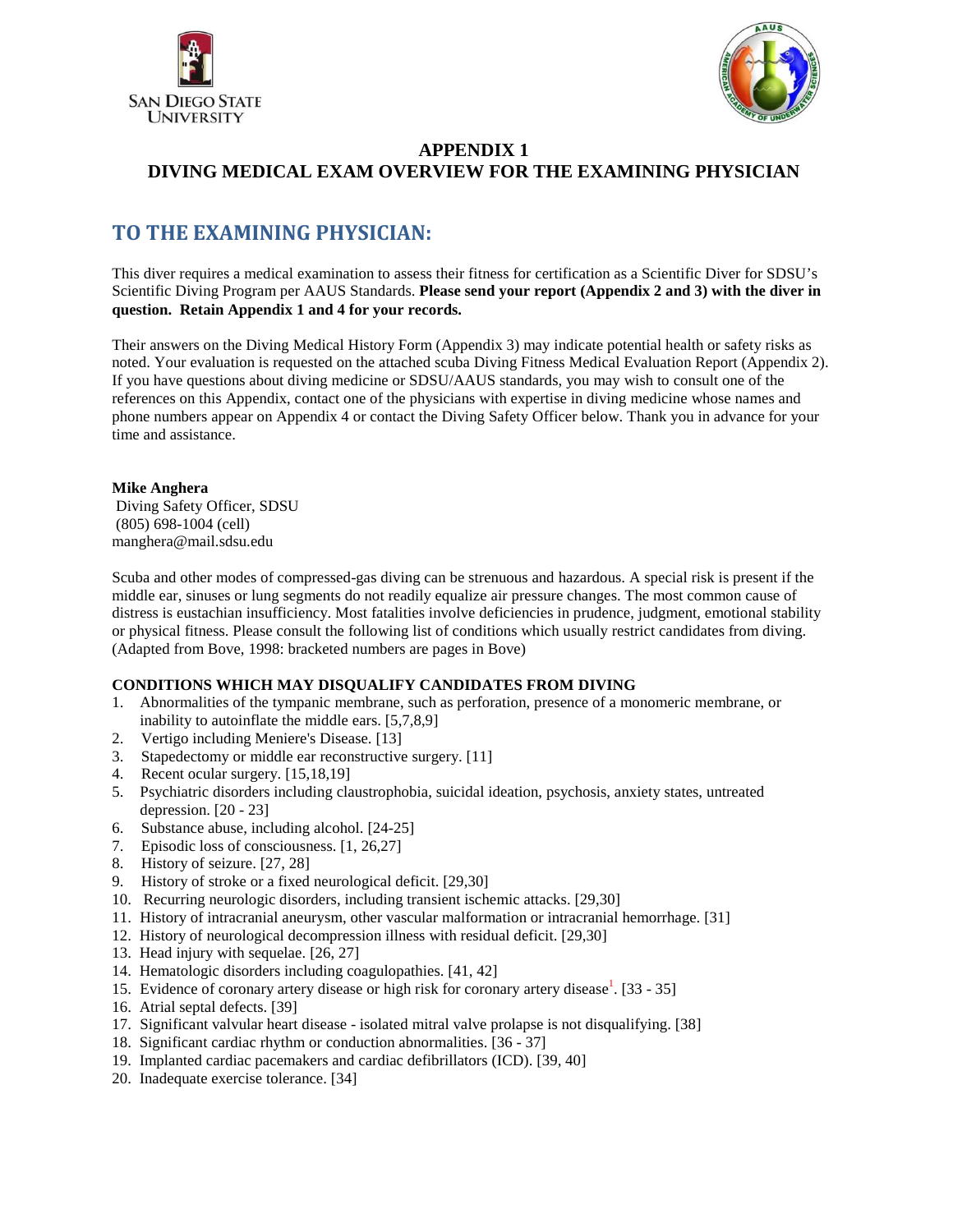# APPENDIX 1
# DIVING MEDICAL EXAM OVERVIEW FOR THE EXAMINING PHYSICIAN

## TO THE EXAMINING PHYSICIAN:

This diver requires a medical examination to assess their fitness for certification as a Scientific Diver for SDSU's Scientific Diving Program per AAUS Standards. **Please send your report (Appendix 2 and 3) with the diver in question. Retain Appendix 1 and 4 for your records.**

Their answers on the Diving Medical History Form (Appendix 3) may indicate potential health or safety risks as noted. Your evaluation is requested on the attached scuba Diving Fitness Medical Evaluation Report (Appendix 2). If you have questions about diving medicine or SDSU/AAUS standards, you may wish to consult one of the references on this Appendix, contact one of the physicians with expertise in diving medicine whose names and phone numbers appear on Appendix 4 or contact the Diving Safety Officer below. Thank you in advance for your time and assistance.

**Mike Anghera**
Diving Safety Officer, SDSU
(805) 698-1004 (cell)
manghera@mail.sdsu.edu

Scuba and other modes of compressed-gas diving can be strenuous and hazardous. A special risk is present if the middle ear, sinuses or lung segments do not readily equalize air pressure changes. The most common cause of distress is eustachian insufficiency. Most fatalities involve deficiencies in prudence, judgment, emotional stability or physical fitness. Please consult the following list of conditions which usually restrict candidates from diving. (Adapted from Bove, 1998: bracketed numbers are pages in Bove)

**CONDITIONS WHICH MAY DISQUALIFY CANDIDATES FROM DIVING**

1. Abnormalities of the tympanic membrane, such as perforation, presence of a monomeric membrane, or inability to autoinflate the middle ears. [5,7,8,9]
2. Vertigo including Meniere's Disease. [13]
3. Stapedectomy or middle ear reconstructive surgery. [11]
4. Recent ocular surgery. [15,18,19]
5. Psychiatric disorders including claustrophobia, suicidal ideation, psychosis, anxiety states, untreated depression. [20 - 23]
6. Substance abuse, including alcohol. [24-25]
7. Episodic loss of consciousness. [1, 26,27]
8. History of seizure. [27, 28]
9. History of stroke or a fixed neurological deficit. [29,30]
10. Recurring neurologic disorders, including transient ischemic attacks. [29,30]
11. History of intracranial aneurysm, other vascular malformation or intracranial hemorrhage. [31]
12. History of neurological decompression illness with residual deficit. [29,30]
13. Head injury with sequelae. [26, 27]
14. Hematologic disorders including coagulopathies. [41, 42]
15. Evidence of coronary artery disease or high risk for coronary artery disease[1]. [33 - 35]
16. Atrial septal defects. [39]
17. Significant valvular heart disease - isolated mitral valve prolapse is not disqualifying. [38]
18. Significant cardiac rhythm or conduction abnormalities. [36 - 37]
19. Implanted cardiac pacemakers and cardiac defibrillators (ICD). [39, 40]
20. Inadequate exercise tolerance. [34]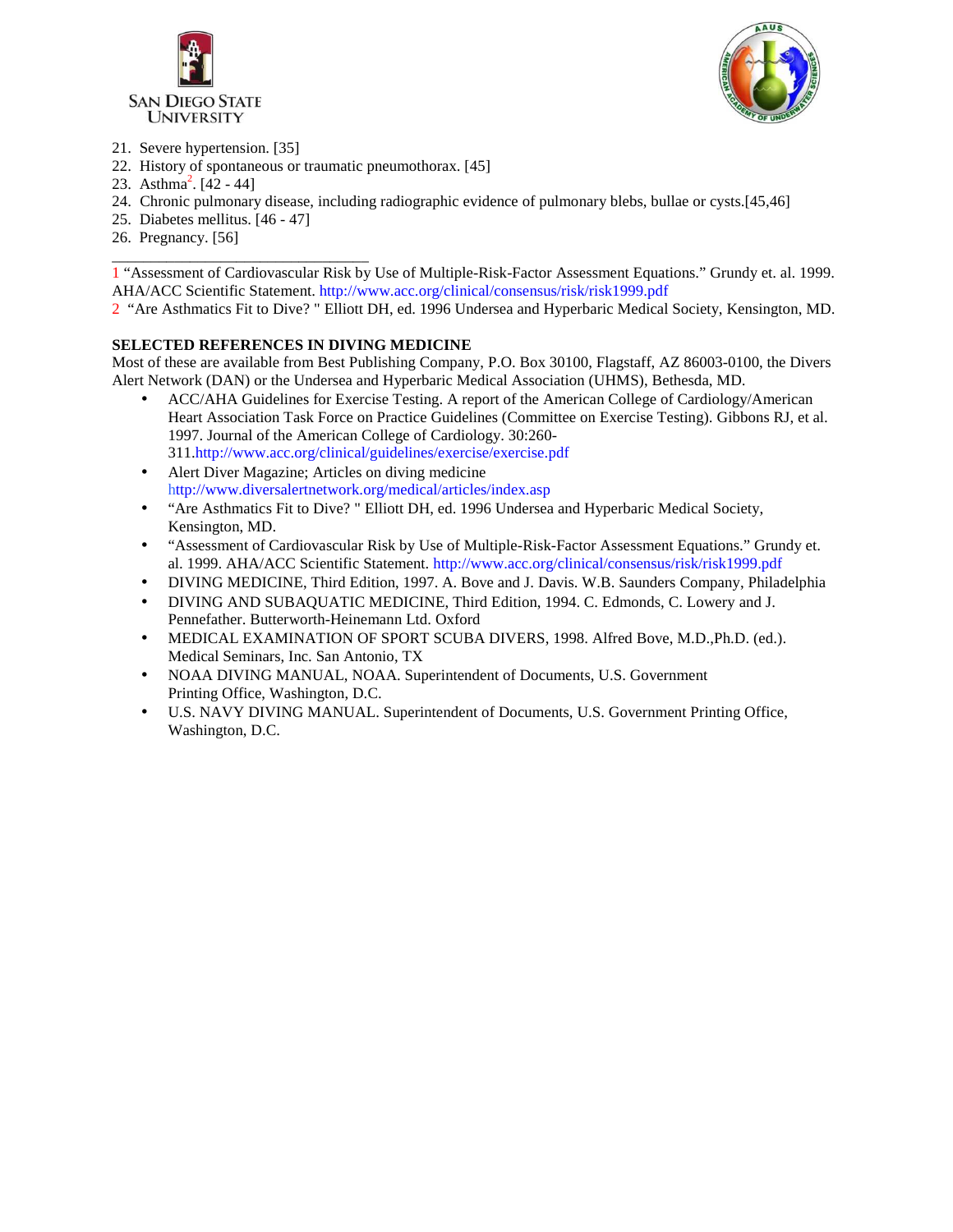21. Severe hypertension. [35]
22. History of spontaneous or traumatic pneumothorax. [45]
23. Asthma[2]. [42 - 44]
24. Chronic pulmonary disease, including radiographic evidence of pulmonary blebs, bullae or cysts.[45,46]
25. Diabetes mellitus. [46 - 47]
26. Pregnancy. [56]

---

1 "Assessment of Cardiovascular Risk by Use of Multiple-Risk-Factor Assessment Equations." Grundy et. al. 1999. AHA/ACC Scientific Statement. http://www.acc.org/clinical/consensus/risk/risk1999.pdf

2 "Are Asthmatics Fit to Dive? " Elliott DH, ed. 1996 Undersea and Hyperbaric Medical Society, Kensington, MD.

**SELECTED REFERENCES IN DIVING MEDICINE**

Most of these are available from Best Publishing Company, P.O. Box 30100, Flagstaff, AZ 86003-0100, the Divers Alert Network (DAN) or the Undersea and Hyperbaric Medical Association (UHMS), Bethesda, MD.

- ACC/AHA Guidelines for Exercise Testing. A report of the American College of Cardiology/American Heart Association Task Force on Practice Guidelines (Committee on Exercise Testing). Gibbons RJ, et al. 1997. Journal of the American College of Cardiology. 30:260-311.http://www.acc.org/clinical/guidelines/exercise/exercise.pdf
- Alert Diver Magazine; Articles on diving medicine http://www.diversalertnetwork.org/medical/articles/index.asp
- "Are Asthmatics Fit to Dive? " Elliott DH, ed. 1996 Undersea and Hyperbaric Medical Society, Kensington, MD.
- "Assessment of Cardiovascular Risk by Use of Multiple-Risk-Factor Assessment Equations." Grundy et. al. 1999. AHA/ACC Scientific Statement. http://www.acc.org/clinical/consensus/risk/risk1999.pdf
- DIVING MEDICINE, Third Edition, 1997. A. Bove and J. Davis. W.B. Saunders Company, Philadelphia
- DIVING AND SUBAQUATIC MEDICINE, Third Edition, 1994. C. Edmonds, C. Lowery and J. Pennefather. Butterworth-Heinemann Ltd. Oxford
- MEDICAL EXAMINATION OF SPORT SCUBA DIVERS, 1998. Alfred Bove, M.D.,Ph.D. (ed.). Medical Seminars, Inc. San Antonio, TX
- NOAA DIVING MANUAL, NOAA. Superintendent of Documents, U.S. Government Printing Office, Washington, D.C.
- U.S. NAVY DIVING MANUAL. Superintendent of Documents, U.S. Government Printing Office, Washington, D.C.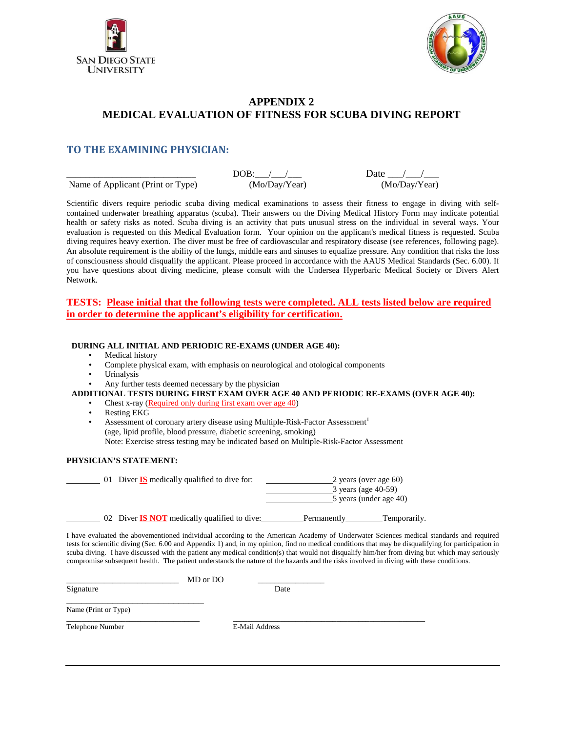SAN DIEGO STATE UNIVERSITY

# APPENDIX 2
# MEDICAL EVALUATION OF FITNESS FOR SCUBA DIVING REPORT

## TO THE EXAMINING PHYSICIAN:

___________________________ Name of Applicant (Print or Type)  DOB:___/___/___ (Mo/Day/Year)  Date ___/___/___ (Mo/Day/Year)

Scientific divers require periodic scuba diving medical examinations to assess their fitness to engage in diving with self-contained underwater breathing apparatus (scuba). Their answers on the Diving Medical History Form may indicate potential health or safety risks as noted. Scuba diving is an activity that puts unusual stress on the individual in several ways. Your evaluation is requested on this Medical Evaluation form. Your opinion on the applicant's medical fitness is requested. Scuba diving requires heavy exertion. The diver must be free of cardiovascular and respiratory disease (see references, following page). An absolute requirement is the ability of the lungs, middle ears and sinuses to equalize pressure. Any condition that risks the loss of consciousness should disqualify the applicant. Please proceed in accordance with the AAUS Medical Standards (Sec. 6.00). If you have questions about diving medicine, please consult with the Undersea Hyperbaric Medical Society or Divers Alert Network.

**TESTS: Please initial that the following tests were completed. ALL tests listed below are required in order to determine the applicant's eligibility for certification.**

**DURING ALL INITIAL AND PERIODIC RE-EXAMS (UNDER AGE 40):**

- Medical history
- Complete physical exam, with emphasis on neurological and otological components
- Urinalysis
- Any further tests deemed necessary by the physician

**ADDITIONAL TESTS DURING FIRST EXAM OVER AGE 40 AND PERIODIC RE-EXAMS (OVER AGE 40):**

- Chest x-ray (Required only during first exam over age 40)
- Resting EKG
- Assessment of coronary artery disease using Multiple-Risk-Factor Assessment[1] (age, lipid profile, blood pressure, diabetic screening, smoking) Note: Exercise stress testing may be indicated based on Multiple-Risk-Factor Assessment

**PHYSICIAN'S STATEMENT:**

________ 01 Diver **IS** medically qualified to dive for: _______________2 years (over age 60)
_______________3 years (age 40-59)
_______________5 years (under age 40)

________ 02 Diver **IS NOT** medically qualified to dive:__________Permanently_________Temporarily.

I have evaluated the abovementioned individual according to the American Academy of Underwater Sciences medical standards and required tests for scientific diving (Sec. 6.00 and Appendix 1) and, in my opinion, find no medical conditions that may be disqualifying for participation in scuba diving. I have discussed with the patient any medical condition(s) that would not disqualify him/her from diving but which may seriously compromise subsequent health. The patient understands the nature of the hazards and the risks involved in diving with these conditions.

___________________________ MD or DO  _______________
Signature  Date

_________________________________
Name (Print or Type)

_________________________________  _____________________________________________
Telephone Number  E-Mail Address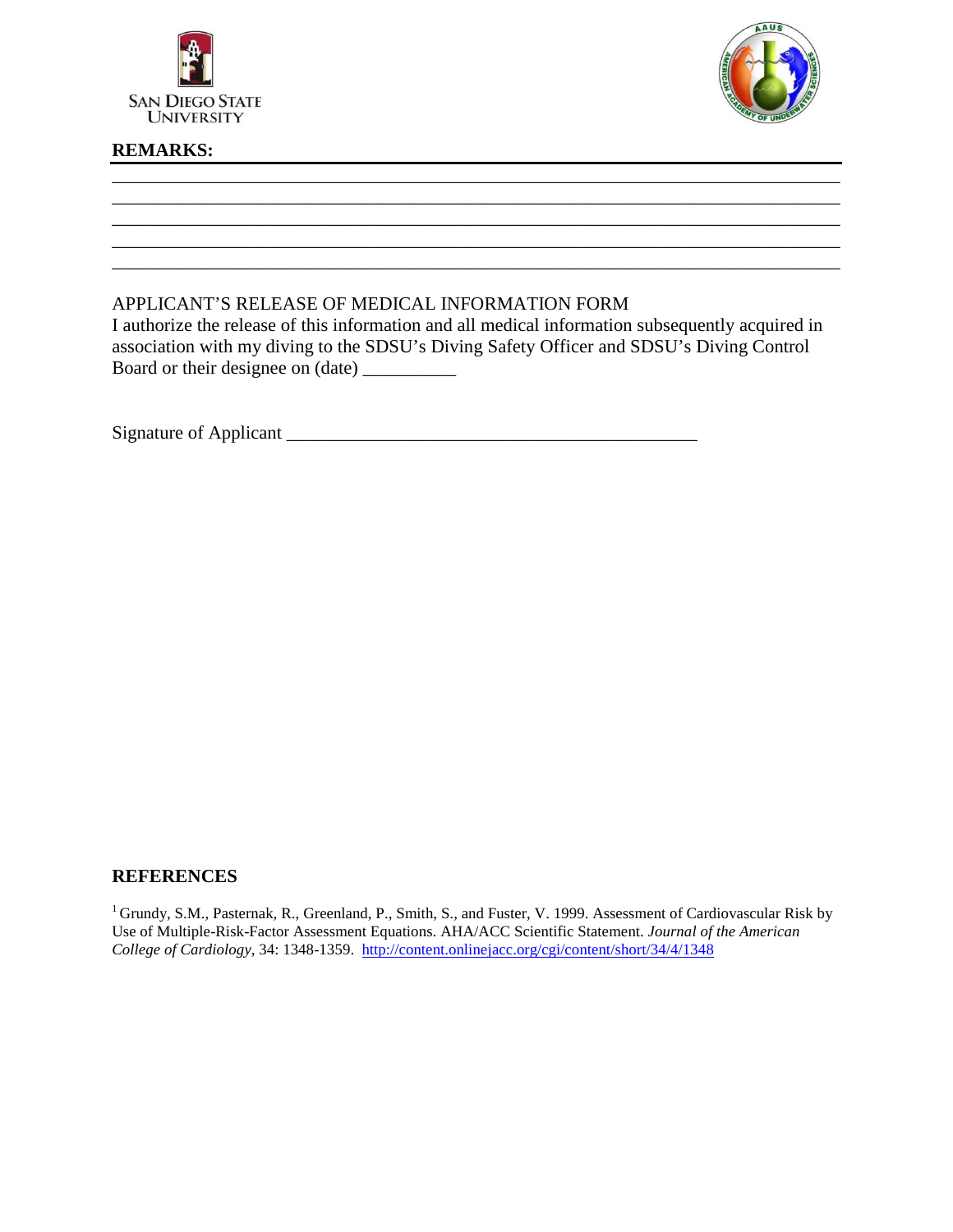**REMARKS:**

\_\_\_\_\_\_\_\_\_\_\_\_\_\_\_\_\_\_\_\_\_\_\_\_\_\_\_\_\_\_\_\_\_\_\_\_\_\_\_\_\_\_\_\_\_\_\_\_\_\_\_\_\_\_\_\_\_\_\_\_\_\_\_\_\_\_\_\_\_\_
\_\_\_\_\_\_\_\_\_\_\_\_\_\_\_\_\_\_\_\_\_\_\_\_\_\_\_\_\_\_\_\_\_\_\_\_\_\_\_\_\_\_\_\_\_\_\_\_\_\_\_\_\_\_\_\_\_\_\_\_\_\_\_\_\_\_\_\_\_\_
\_\_\_\_\_\_\_\_\_\_\_\_\_\_\_\_\_\_\_\_\_\_\_\_\_\_\_\_\_\_\_\_\_\_\_\_\_\_\_\_\_\_\_\_\_\_\_\_\_\_\_\_\_\_\_\_\_\_\_\_\_\_\_\_\_\_\_\_\_\_
\_\_\_\_\_\_\_\_\_\_\_\_\_\_\_\_\_\_\_\_\_\_\_\_\_\_\_\_\_\_\_\_\_\_\_\_\_\_\_\_\_\_\_\_\_\_\_\_\_\_\_\_\_\_\_\_\_\_\_\_\_\_\_\_\_\_\_\_\_\_
\_\_\_\_\_\_\_\_\_\_\_\_\_\_\_\_\_\_\_\_\_\_\_\_\_\_\_\_\_\_\_\_\_\_\_\_\_\_\_\_\_\_\_\_\_\_\_\_\_\_\_\_\_\_\_\_\_\_\_\_\_\_\_\_\_\_\_\_\_\_

APPLICANT'S RELEASE OF MEDICAL INFORMATION FORM

I authorize the release of this information and all medical information subsequently acquired in association with my diving to the SDSU's Diving Safety Officer and SDSU's Diving Control Board or their designee on (date) \_\_\_\_\_\_\_\_\_\_

Signature of Applicant \_\_\_\_\_\_\_\_\_\_\_\_\_\_\_\_\_\_\_\_\_\_\_\_\_\_\_\_\_\_\_\_\_\_\_\_\_\_\_\_\_\_\_\_

## REFERENCES

[1] Grundy, S.M., Pasternak, R., Greenland, P., Smith, S., and Fuster, V. 1999. Assessment of Cardiovascular Risk by Use of Multiple-Risk-Factor Assessment Equations. AHA/ACC Scientific Statement. *Journal of the American College of Cardiology*, 34: 1348-1359. http://content.onlinejacc.org/cgi/content/short/34/4/1348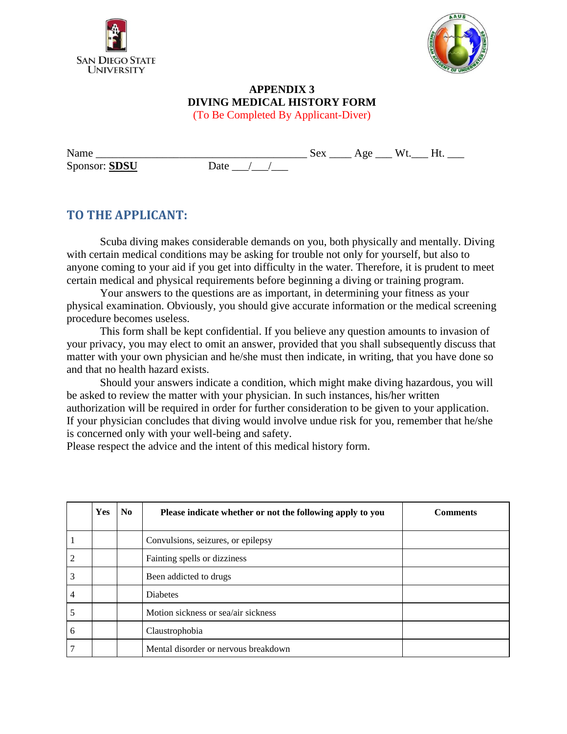SAN DIEGO STATE UNIVERSITY

**APPENDIX 3**
**DIVING MEDICAL HISTORY FORM**
(To Be Completed By Applicant-Diver)

Name ______________________________________ Sex ____ Age ___ Wt.___ Ht. ___
Sponsor: **SDSU** Date ___/___/___

## TO THE APPLICANT:

Scuba diving makes considerable demands on you, both physically and mentally. Diving with certain medical conditions may be asking for trouble not only for yourself, but also to anyone coming to your aid if you get into difficulty in the water. Therefore, it is prudent to meet certain medical and physical requirements before beginning a diving or training program.

Your answers to the questions are as important, in determining your fitness as your physical examination. Obviously, you should give accurate information or the medical screening procedure becomes useless.

This form shall be kept confidential. If you believe any question amounts to invasion of your privacy, you may elect to omit an answer, provided that you shall subsequently discuss that matter with your own physician and he/she must then indicate, in writing, that you have done so and that no health hazard exists.

Should your answers indicate a condition, which might make diving hazardous, you will be asked to review the matter with your physician. In such instances, his/her written authorization will be required in order for further consideration to be given to your application. If your physician concludes that diving would involve undue risk for you, remember that he/she is concerned only with your well-being and safety.
Please respect the advice and the intent of this medical history form.

| | Yes | No | Please indicate whether or not the following apply to you | Comments |
|---|---|---|---|---|
| 1 | | | Convulsions, seizures, or epilepsy | |
| 2 | | | Fainting spells or dizziness | |
| 3 | | | Been addicted to drugs | |
| 4 | | | Diabetes | |
| 5 | | | Motion sickness or sea/air sickness | |
| 6 | | | Claustrophobia | |
| 7 | | | Mental disorder or nervous breakdown | |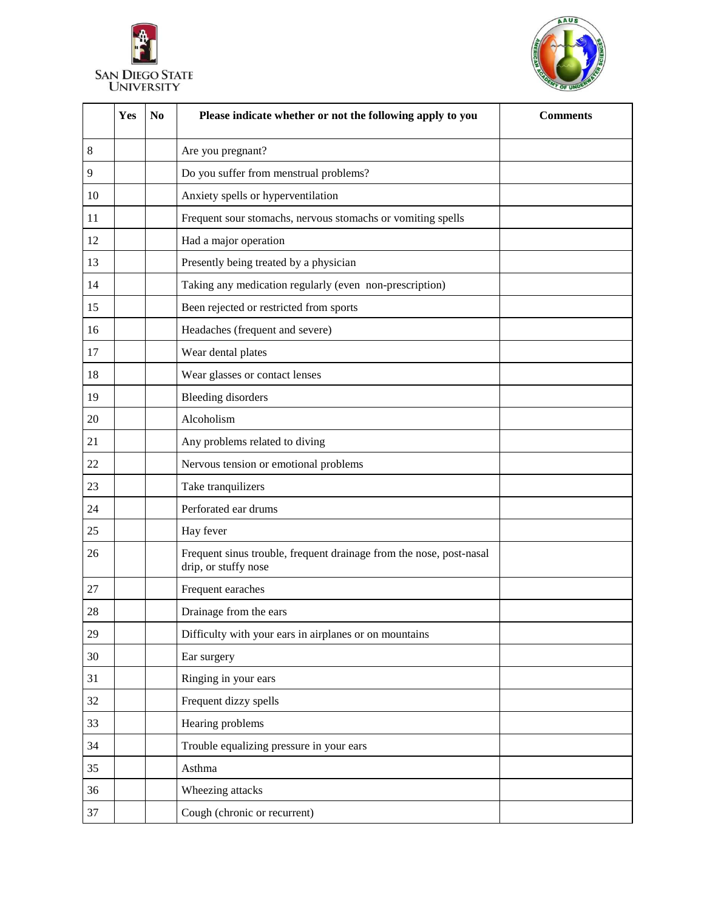| | Yes | No | Please indicate whether or not the following apply to you | Comments |
|---|---|---|---|---|
| 8 | | | Are you pregnant? | |
| 9 | | | Do you suffer from menstrual problems? | |
| 10 | | | Anxiety spells or hyperventilation | |
| 11 | | | Frequent sour stomachs, nervous stomachs or vomiting spells | |
| 12 | | | Had a major operation | |
| 13 | | | Presently being treated by a physician | |
| 14 | | | Taking any medication regularly (even non-prescription) | |
| 15 | | | Been rejected or restricted from sports | |
| 16 | | | Headaches (frequent and severe) | |
| 17 | | | Wear dental plates | |
| 18 | | | Wear glasses or contact lenses | |
| 19 | | | Bleeding disorders | |
| 20 | | | Alcoholism | |
| 21 | | | Any problems related to diving | |
| 22 | | | Nervous tension or emotional problems | |
| 23 | | | Take tranquilizers | |
| 24 | | | Perforated ear drums | |
| 25 | | | Hay fever | |
| 26 | | | Frequent sinus trouble, frequent drainage from the nose, post-nasal drip, or stuffy nose | |
| 27 | | | Frequent earaches | |
| 28 | | | Drainage from the ears | |
| 29 | | | Difficulty with your ears in airplanes or on mountains | |
| 30 | | | Ear surgery | |
| 31 | | | Ringing in your ears | |
| 32 | | | Frequent dizzy spells | |
| 33 | | | Hearing problems | |
| 34 | | | Trouble equalizing pressure in your ears | |
| 35 | | | Asthma | |
| 36 | | | Wheezing attacks | |
| 37 | | | Cough (chronic or recurrent) | |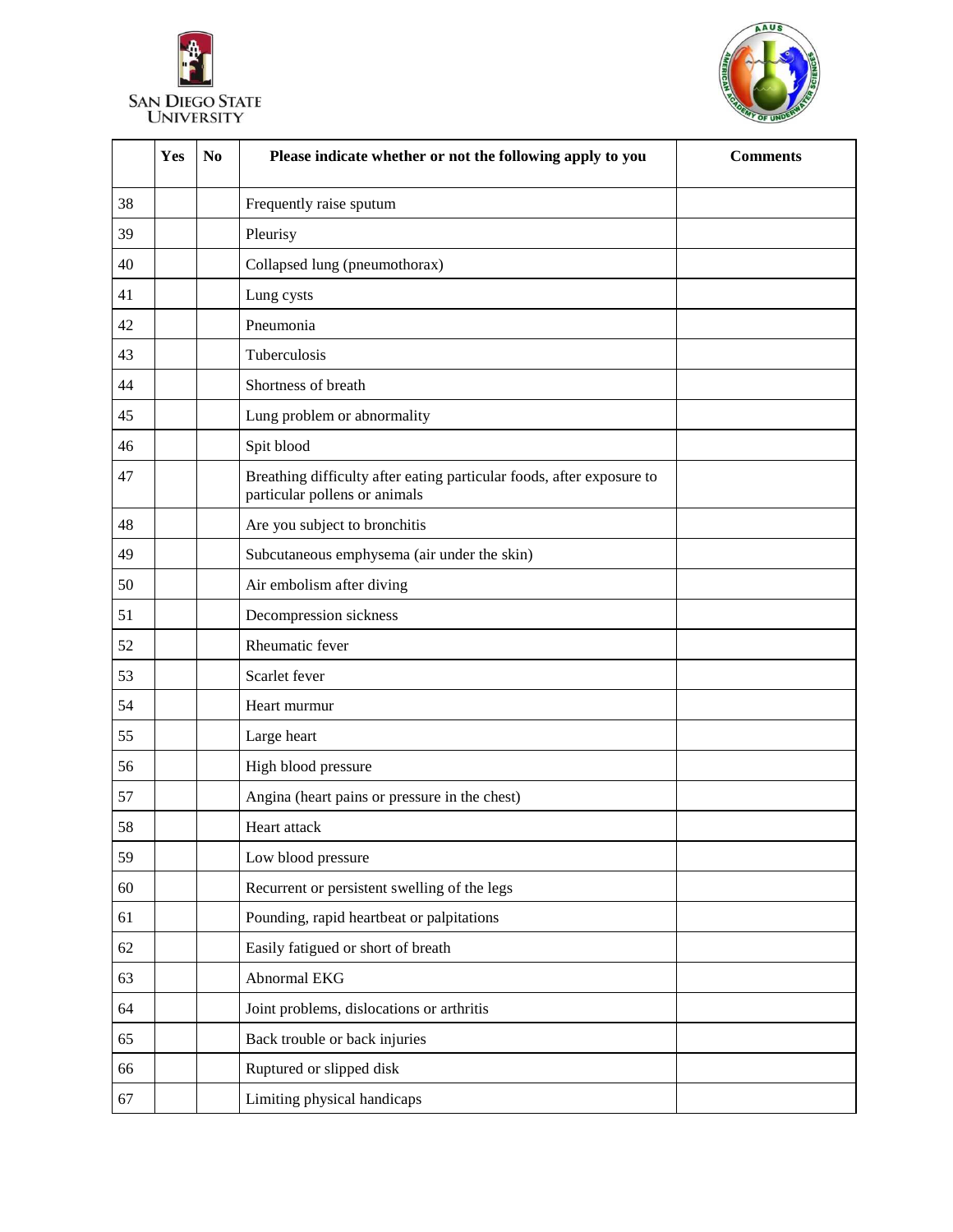| | Yes | No | Please indicate whether or not the following apply to you | Comments |
|---|---|---|---|---|
| 38 | | | Frequently raise sputum | |
| 39 | | | Pleurisy | |
| 40 | | | Collapsed lung (pneumothorax) | |
| 41 | | | Lung cysts | |
| 42 | | | Pneumonia | |
| 43 | | | Tuberculosis | |
| 44 | | | Shortness of breath | |
| 45 | | | Lung problem or abnormality | |
| 46 | | | Spit blood | |
| 47 | | | Breathing difficulty after eating particular foods, after exposure to particular pollens or animals | |
| 48 | | | Are you subject to bronchitis | |
| 49 | | | Subcutaneous emphysema (air under the skin) | |
| 50 | | | Air embolism after diving | |
| 51 | | | Decompression sickness | |
| 52 | | | Rheumatic fever | |
| 53 | | | Scarlet fever | |
| 54 | | | Heart murmur | |
| 55 | | | Large heart | |
| 56 | | | High blood pressure | |
| 57 | | | Angina (heart pains or pressure in the chest) | |
| 58 | | | Heart attack | |
| 59 | | | Low blood pressure | |
| 60 | | | Recurrent or persistent swelling of the legs | |
| 61 | | | Pounding, rapid heartbeat or palpitations | |
| 62 | | | Easily fatigued or short of breath | |
| 63 | | | Abnormal EKG | |
| 64 | | | Joint problems, dislocations or arthritis | |
| 65 | | | Back trouble or back injuries | |
| 66 | | | Ruptured or slipped disk | |
| 67 | | | Limiting physical handicaps | |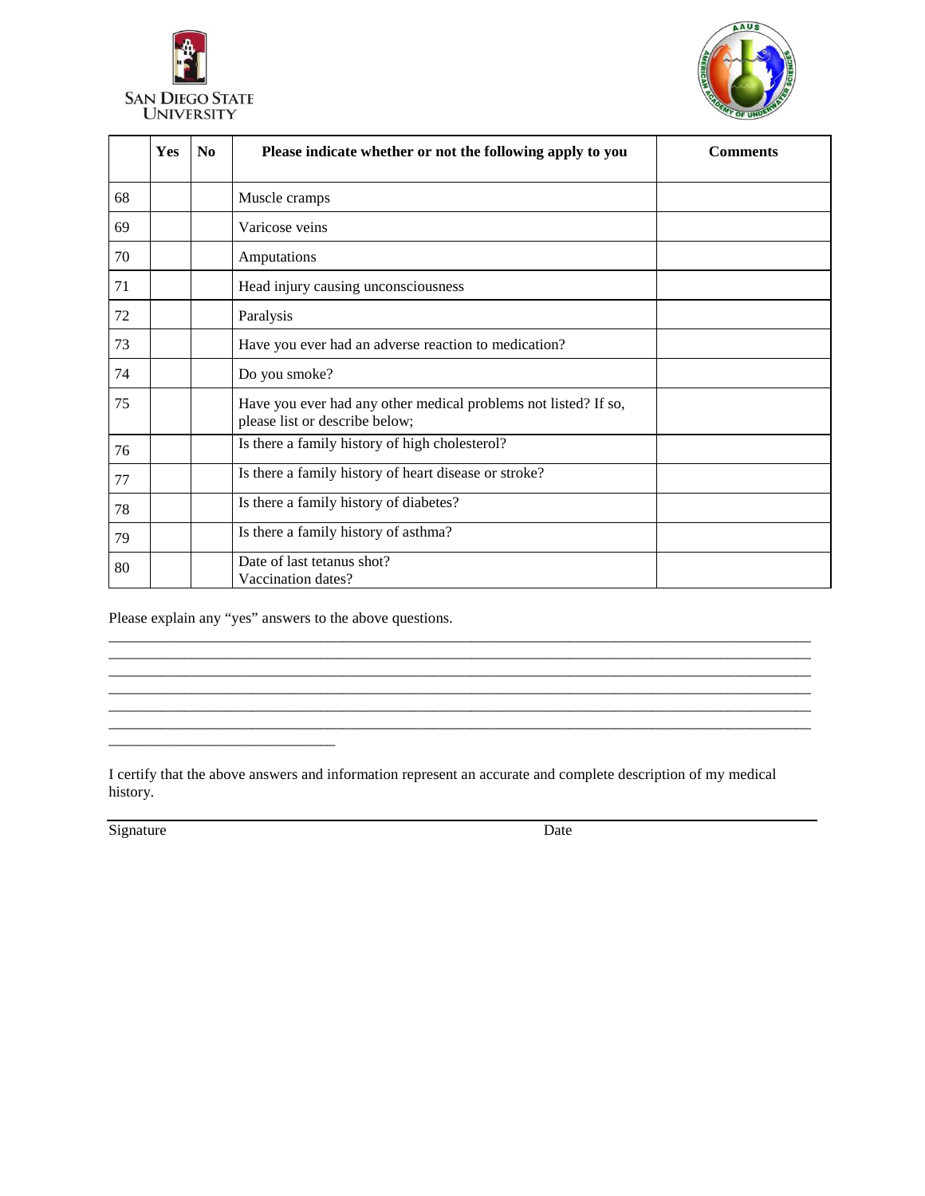SAN DIEGO STATE UNIVERSITY

| | Yes | No | Please indicate whether or not the following apply to you | Comments |
|---|---|---|---|---|
| 68 | | | Muscle cramps | |
| 69 | | | Varicose veins | |
| 70 | | | Amputations | |
| 71 | | | Head injury causing unconsciousness | |
| 72 | | | Paralysis | |
| 73 | | | Have you ever had an adverse reaction to medication? | |
| 74 | | | Do you smoke? | |
| 75 | | | Have you ever had any other medical problems not listed? If so, please list or describe below; | |
| 76 | | | Is there a family history of high cholesterol? | |
| 77 | | | Is there a family history of heart disease or stroke? | |
| 78 | | | Is there a family history of diabetes? | |
| 79 | | | Is there a family history of asthma? | |
| 80 | | | Date of last tetanus shot?<br>Vaccination dates? | |

Please explain any "yes" answers to the above questions.

_____________________________________________________________________________________
_____________________________________________________________________________________
_____________________________________________________________________________________
_____________________________________________________________________________________
_____________________________________________________________________________________
_____________________________________________________________________________________
_____________________________

I certify that the above answers and information represent an accurate and complete description of my medical history.

Signature                                                                                    Date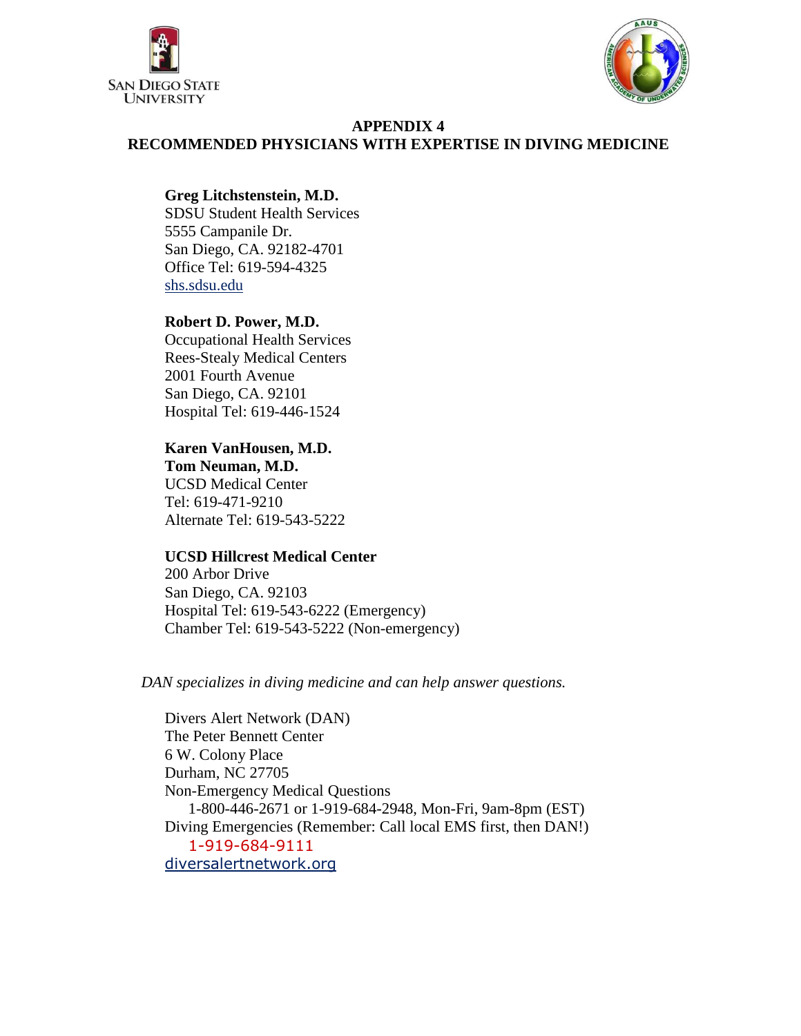# APPENDIX 4
# RECOMMENDED PHYSICIANS WITH EXPERTISE IN DIVING MEDICINE

**Greg Litchstenstein, M.D.**
SDSU Student Health Services
5555 Campanile Dr.
San Diego, CA. 92182-4701
Office Tel: 619-594-4325
shs.sdsu.edu

**Robert D. Power, M.D.**
Occupational Health Services
Rees-Stealy Medical Centers
2001 Fourth Avenue
San Diego, CA. 92101
Hospital Tel: 619-446-1524

**Karen VanHousen, M.D.**
**Tom Neuman, M.D.**
UCSD Medical Center
Tel: 619-471-9210
Alternate Tel: 619-543-5222

**UCSD Hillcrest Medical Center**
200 Arbor Drive
San Diego, CA. 92103
Hospital Tel: 619-543-6222 (Emergency)
Chamber Tel: 619-543-5222 (Non-emergency)

*DAN specializes in diving medicine and can help answer questions.*

Divers Alert Network (DAN)
The Peter Bennett Center
6 W. Colony Place
Durham, NC 27705
Non-Emergency Medical Questions
1-800-446-2671 or 1-919-684-2948, Mon-Fri, 9am-8pm (EST)
Diving Emergencies (Remember: Call local EMS first, then DAN!)
1-919-684-9111
diversalertnetwork.org